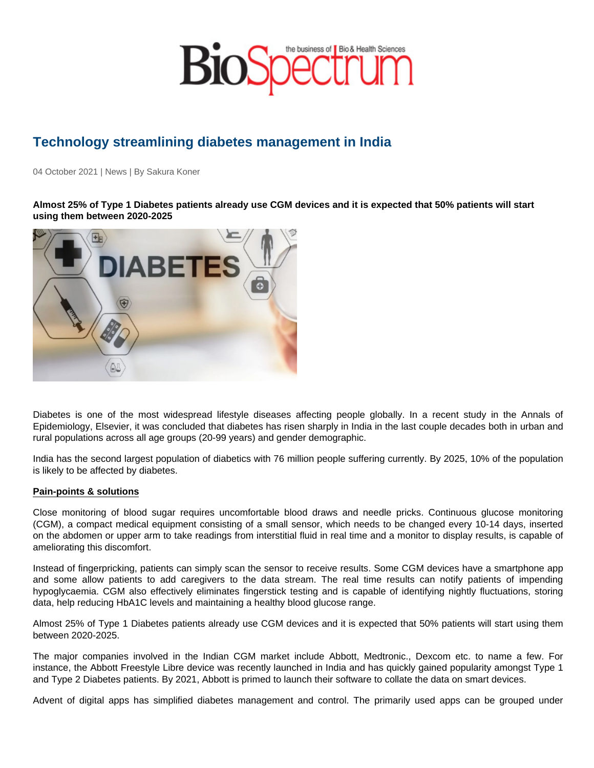# Technology streamlining diabetes management in India

04 October 2021 | News | By Sakura Koner

**Almost 25% of Type 1 Diabetes patients already use CGM devices and it is expected that 50% patients will start using them between 2020-2025**

Diabetes is one of the most widespread lifestyle diseases affecting people globally. In a recent study in the Annals of Epidemiology, Elsevier, it was concluded that diabetes has risen sharply in India in the last couple decades both in urban and rural populations across all age groups (20-99 years) and gender demographic.

India has the second largest population of diabetics with 76 million people suffering currently. By 2025, 10% of the population is likely to be affected by diabetes.

**Pain-points & solutions**

Close monitoring of blood sugar requires uncomfortable blood draws and needle pricks. Continuous glucose monitoring (CGM), a compact medical equipment consisting of a small sensor, which needs to be changed every 10-14 days, inserted on the abdomen or upper arm to take readings from interstitial fluid in real time and a monitor to display results, is capable of ameliorating this discomfort.

Instead of fingerpricking, patients can simply scan the sensor to receive results. Some CGM devices have a smartphone app and some allow patients to add caregivers to the data stream. The real time results can notify patients of impending hypoglycaemia. CGM also effectively eliminates fingerstick testing and is capable of identifying nightly fluctuations, storing data, help reducing HbA1C levels and maintaining a healthy blood glucose range.

Almost 25% of Type 1 Diabetes patients already use CGM devices and it is expected that 50% patients will start using them between 2020-2025.

The major companies involved in the Indian CGM market include Abbott, Medtronic., Dexcom etc. to name a few. For instance, the Abbott Freestyle Libre device was recently launched in India and has quickly gained popularity amongst Type 1 and Type 2 Diabetes patients. By 2021, Abbott is primed to launch their software to collate the data on smart devices.

Advent of digital apps has simplified diabetes management and control. The primarily used apps can be grouped under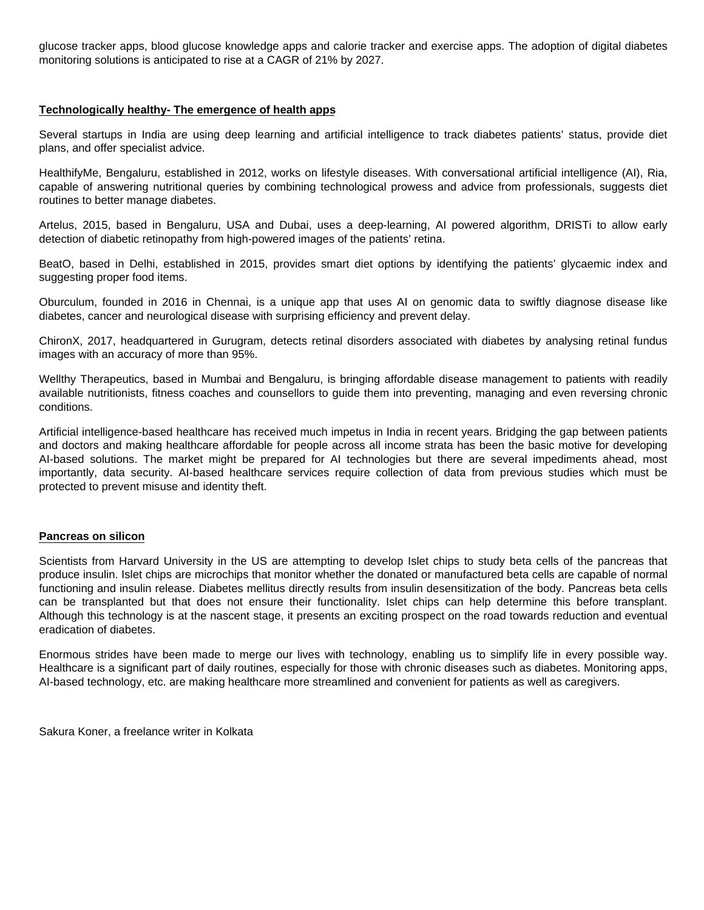glucose tracker apps, blood glucose knowledge apps and calorie tracker and exercise apps. The adoption of digital diabetes monitoring solutions is anticipated to rise at a CAGR of 21% by 2027.

## **Technologically healthy- The emergence of health apps**

Several startups in India are using deep learning and artificial intelligence to track diabetes patients' status, provide diet plans, and offer specialist advice.

HealthifyMe, Bengaluru, established in 2012, works on lifestyle diseases. With conversational artificial intelligence (AI), Ria, capable of answering nutritional queries by combining technological prowess and advice from professionals, suggests diet routines to better manage diabetes.

Artelus, 2015, based in Bengaluru, USA and Dubai, uses a deep-learning, AI powered algorithm, DRISTi to allow early detection of diabetic retinopathy from high-powered images of the patients' retina.

BeatO, based in Delhi, established in 2015, provides smart diet options by identifying the patients' glycaemic index and suggesting proper food items.

Oburculum, founded in 2016 in Chennai, is a unique app that uses AI on genomic data to swiftly diagnose disease like diabetes, cancer and neurological disease with surprising efficiency and prevent delay.

ChironX, 2017, headquartered in Gurugram, detects retinal disorders associated with diabetes by analysing retinal fundus images with an accuracy of more than 95%.

Wellthy Therapeutics, based in Mumbai and Bengaluru, is bringing affordable disease management to patients with readily available nutritionists, fitness coaches and counsellors to guide them into preventing, managing and even reversing chronic conditions.

Artificial intelligence-based healthcare has received much impetus in India in recent years. Bridging the gap between patients and doctors and making healthcare affordable for people across all income strata has been the basic motive for developing AI-based solutions. The market might be prepared for AI technologies but there are several impediments ahead, most importantly, data security. AI-based healthcare services require collection of data from previous studies which must be protected to prevent misuse and identity theft.

## **Pancreas on silicon**

Scientists from Harvard University in the US are attempting to develop Islet chips to study beta cells of the pancreas that produce insulin. Islet chips are microchips that monitor whether the donated or manufactured beta cells are capable of normal functioning and insulin release. Diabetes mellitus directly results from insulin desensitization of the body. Pancreas beta cells can be transplanted but that does not ensure their functionality. Islet chips can help determine this before transplant. Although this technology is at the nascent stage, it presents an exciting prospect on the road towards reduction and eventual eradication of diabetes.

Enormous strides have been made to merge our lives with technology, enabling us to simplify life in every possible way. Healthcare is a significant part of daily routines, especially for those with chronic diseases such as diabetes. Monitoring apps, AI-based technology, etc. are making healthcare more streamlined and convenient for patients as well as caregivers.

Sakura Koner, a freelance writer in Kolkata